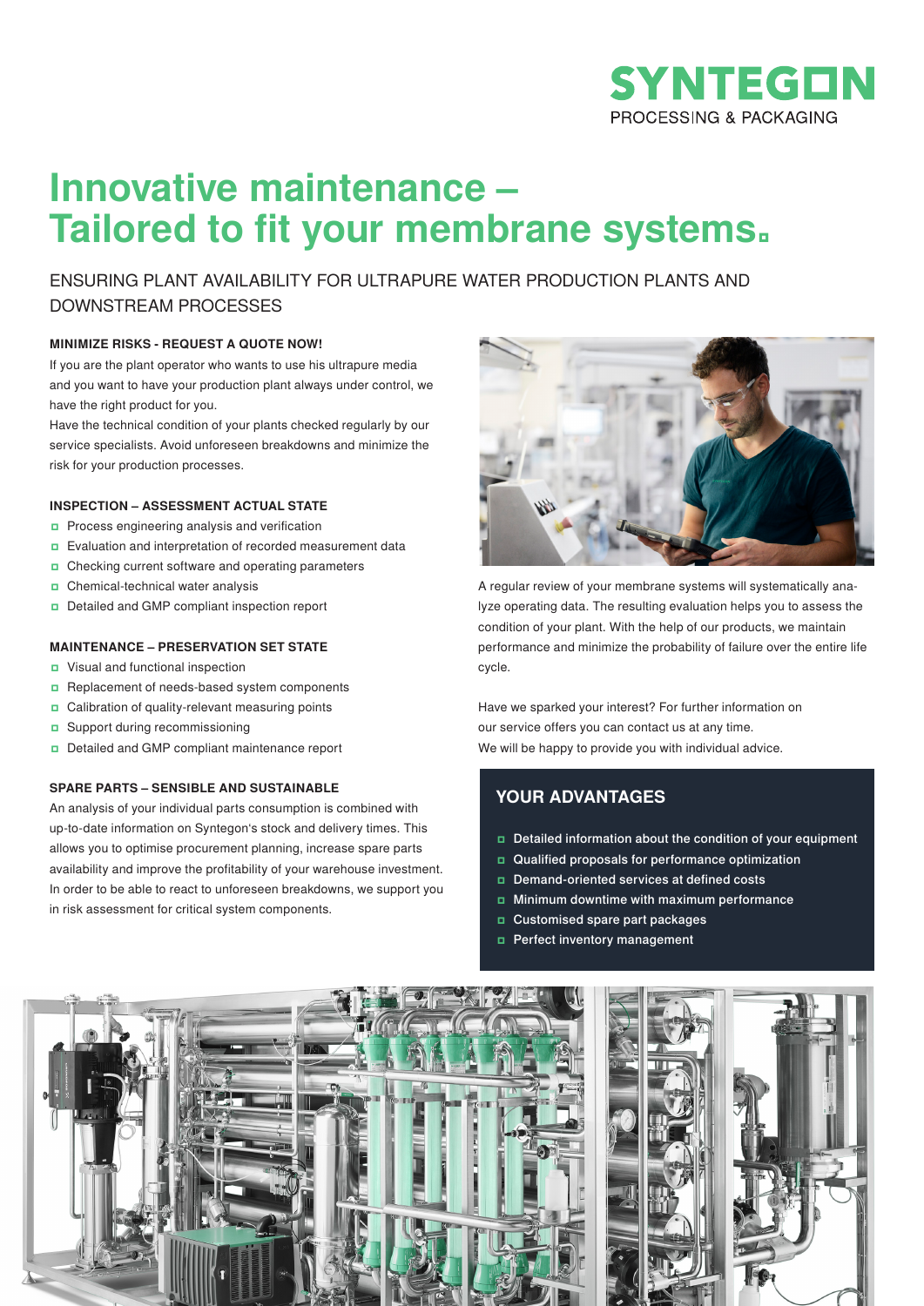SYNTEGON
PROCESSING & PACKAGING

# Innovative maintenance – Tailored to fit your membrane systems.

ENSURING PLANT AVAILABILITY FOR ULTRAPURE WATER PRODUCTION PLANTS AND DOWNSTREAM PROCESSES

### MINIMIZE RISKS - REQUEST A QUOTE NOW!

If you are the plant operator who wants to use his ultrapure media and you want to have your production plant always under control, we have the right product for you.
Have the technical condition of your plants checked regularly by our service specialists. Avoid unforeseen breakdowns and minimize the risk for your production processes.

### INSPECTION – ASSESSMENT ACTUAL STATE

- Process engineering analysis and verification
- Evaluation and interpretation of recorded measurement data
- Checking current software and operating parameters
- Chemical-technical water analysis
- Detailed and GMP compliant inspection report

### MAINTENANCE – PRESERVATION SET STATE

- Visual and functional inspection
- Replacement of needs-based system components
- Calibration of quality-relevant measuring points
- Support during recommissioning
- Detailed and GMP compliant maintenance report

### SPARE PARTS – SENSIBLE AND SUSTAINABLE

An analysis of your individual parts consumption is combined with up-to-date information on Syntegon's stock and delivery times. This allows you to optimise procurement planning, increase spare parts availability and improve the profitability of your warehouse investment. In order to be able to react to unforeseen breakdowns, we support you in risk assessment for critical system components.

A regular review of your membrane systems will systematically analyze operating data. The resulting evaluation helps you to assess the condition of your plant. With the help of our products, we maintain performance and minimize the probability of failure over the entire life cycle.

Have we sparked your interest? For further information on our service offers you can contact us at any time.
We will be happy to provide you with individual advice.

### YOUR ADVANTAGES

- Detailed information about the condition of your equipment
- Qualified proposals for performance optimization
- Demand-oriented services at defined costs
- Minimum downtime with maximum performance
- Customised spare part packages
- Perfect inventory management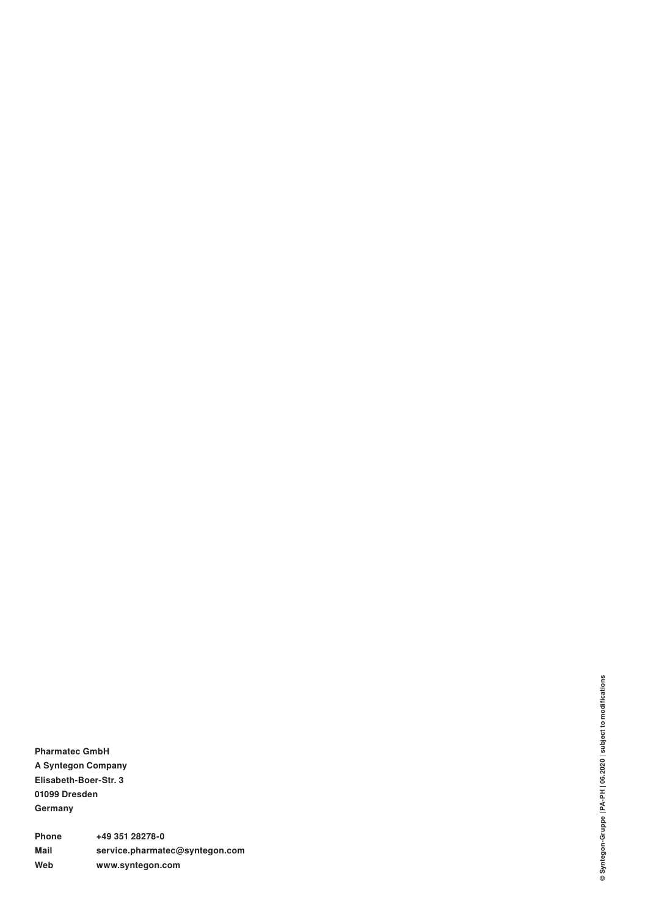**Pharmatec GmbH**
**A Syntegon Company**
**Elisabeth-Boer-Str. 3**
**01099 Dresden**
**Germany**

| | |
|---|---|
| **Phone** | **+49 351 28278-0** |
| **Mail** | **service.pharmatec@syntegon.com** |
| **Web** | **www.syntegon.com** |

**© Syntegon-Gruppe | PA-PH | 06.2020 | subject to modifications**